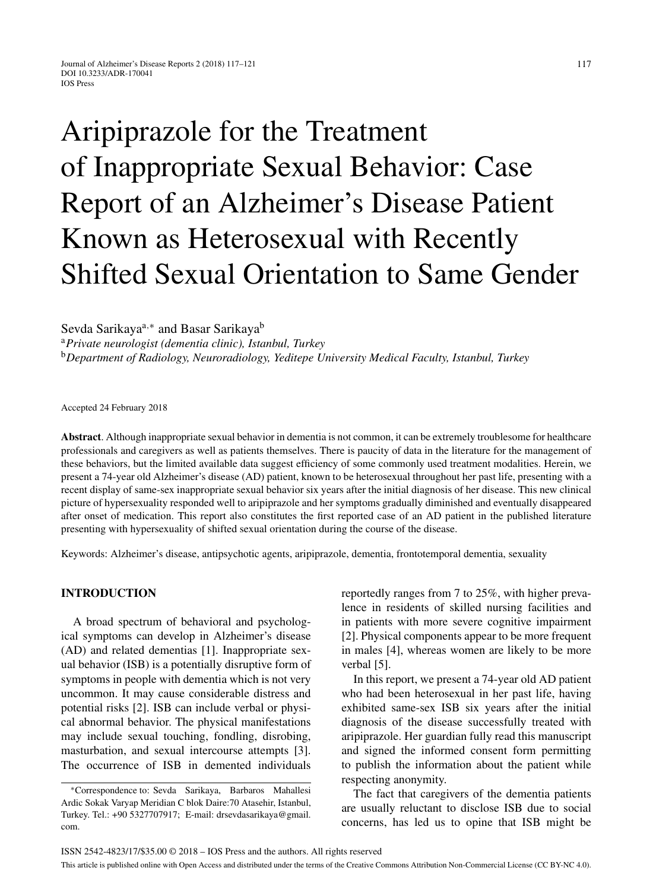# Aripiprazole for the Treatment of Inappropriate Sexual Behavior: Case Report of an Alzheimer's Disease Patient Known as Heterosexual with Recently Shifted Sexual Orientation to Same Gender

Sevda Sarikaya[a,*] and Basar Sarikaya[b]

[a] *Private neurologist (dementia clinic), Istanbul, Turkey*
[b] *Department of Radiology, Neuroradiology, Yeditepe University Medical Faculty, Istanbul, Turkey*

Accepted 24 February 2018

**Abstract**. Although inappropriate sexual behavior in dementia is not common, it can be extremely troublesome for healthcare professionals and caregivers as well as patients themselves. There is paucity of data in the literature for the management of these behaviors, but the limited available data suggest efficiency of some commonly used treatment modalities. Herein, we present a 74-year old Alzheimer's disease (AD) patient, known to be heterosexual throughout her past life, presenting with a recent display of same-sex inappropriate sexual behavior six years after the initial diagnosis of her disease. This new clinical picture of hypersexuality responded well to aripiprazole and her symptoms gradually diminished and eventually disappeared after onset of medication. This report also constitutes the first reported case of an AD patient in the published literature presenting with hypersexuality of shifted sexual orientation during the course of the disease.

Keywords: Alzheimer's disease, antipsychotic agents, aripiprazole, dementia, frontotemporal dementia, sexuality

## INTRODUCTION

A broad spectrum of behavioral and psychological symptoms can develop in Alzheimer's disease (AD) and related dementias [1]. Inappropriate sexual behavior (ISB) is a potentially disruptive form of symptoms in people with dementia which is not very uncommon. It may cause considerable distress and potential risks [2]. ISB can include verbal or physical abnormal behavior. The physical manifestations may include sexual touching, fondling, disrobing, masturbation, and sexual intercourse attempts [3]. The occurrence of ISB in demented individuals reportedly ranges from 7 to 25%, with higher prevalence in residents of skilled nursing facilities and in patients with more severe cognitive impairment [2]. Physical components appear to be more frequent in males [4], whereas women are likely to be more verbal [5].

In this report, we present a 74-year old AD patient who had been heterosexual in her past life, having exhibited same-sex ISB six years after the initial diagnosis of the disease successfully treated with aripiprazole. Her guardian fully read this manuscript and signed the informed consent form permitting to publish the information about the patient while respecting anonymity.

The fact that caregivers of the dementia patients are usually reluctant to disclose ISB due to social concerns, has led us to opine that ISB might be

*Correspondence to: Sevda Sarikaya, Barbaros Mahallesi Ardic Sokak Varyap Meridian C blok Daire:70 Atasehir, Istanbul, Turkey. Tel.: +90 5327707917; E-mail: drsevdasarikaya@gmail.com.

ISSN 2542-4823/17/$35.00 © 2018 – IOS Press and the authors. All rights reserved

This article is published online with Open Access and distributed under the terms of the Creative Commons Attribution Non-Commercial License (CC BY-NC 4.0).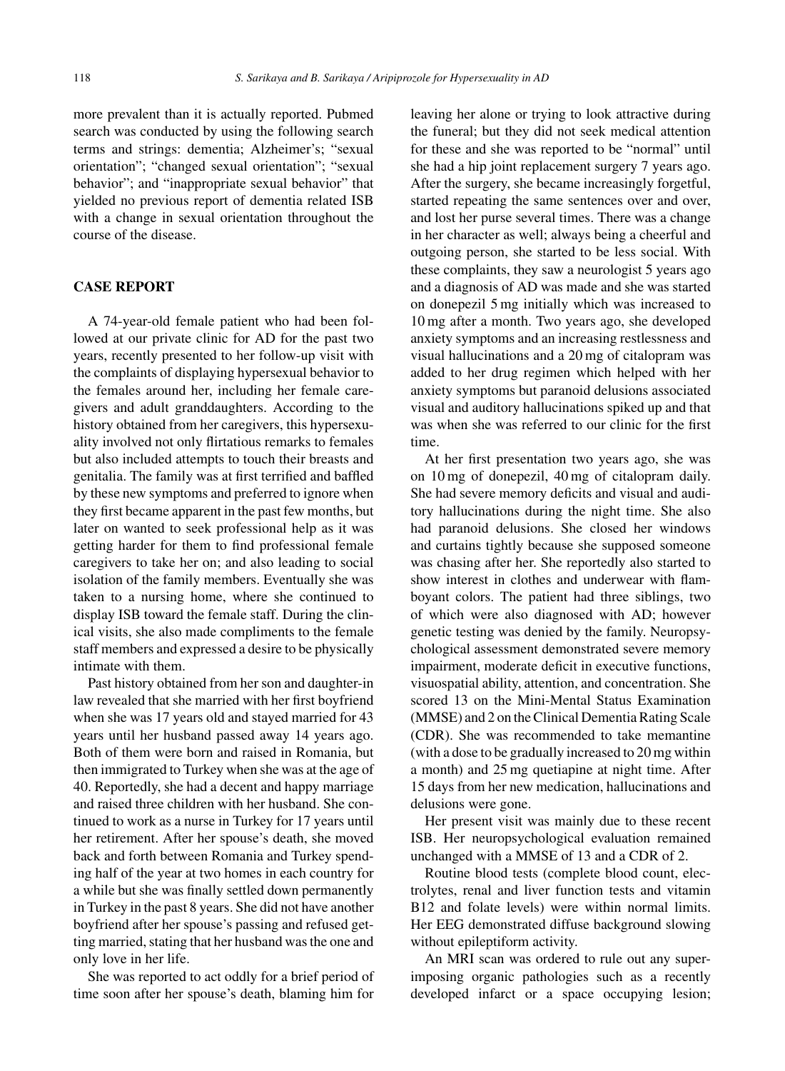more prevalent than it is actually reported. Pubmed search was conducted by using the following search terms and strings: dementia; Alzheimer's; "sexual orientation"; "changed sexual orientation"; "sexual behavior"; and "inappropriate sexual behavior" that yielded no previous report of dementia related ISB with a change in sexual orientation throughout the course of the disease.

## CASE REPORT

A 74-year-old female patient who had been followed at our private clinic for AD for the past two years, recently presented to her follow-up visit with the complaints of displaying hypersexual behavior to the females around her, including her female caregivers and adult granddaughters. According to the history obtained from her caregivers, this hypersexuality involved not only flirtatious remarks to females but also included attempts to touch their breasts and genitalia. The family was at first terrified and baffled by these new symptoms and preferred to ignore when they first became apparent in the past few months, but later on wanted to seek professional help as it was getting harder for them to find professional female caregivers to take her on; and also leading to social isolation of the family members. Eventually she was taken to a nursing home, where she continued to display ISB toward the female staff. During the clinical visits, she also made compliments to the female staff members and expressed a desire to be physically intimate with them.

Past history obtained from her son and daughter-in law revealed that she married with her first boyfriend when she was 17 years old and stayed married for 43 years until her husband passed away 14 years ago. Both of them were born and raised in Romania, but then immigrated to Turkey when she was at the age of 40. Reportedly, she had a decent and happy marriage and raised three children with her husband. She continued to work as a nurse in Turkey for 17 years until her retirement. After her spouse's death, she moved back and forth between Romania and Turkey spending half of the year at two homes in each country for a while but she was finally settled down permanently in Turkey in the past 8 years. She did not have another boyfriend after her spouse's passing and refused getting married, stating that her husband was the one and only love in her life.

She was reported to act oddly for a brief period of time soon after her spouse's death, blaming him for leaving her alone or trying to look attractive during the funeral; but they did not seek medical attention for these and she was reported to be "normal" until she had a hip joint replacement surgery 7 years ago. After the surgery, she became increasingly forgetful, started repeating the same sentences over and over, and lost her purse several times. There was a change in her character as well; always being a cheerful and outgoing person, she started to be less social. With these complaints, they saw a neurologist 5 years ago and a diagnosis of AD was made and she was started on donepezil 5 mg initially which was increased to 10 mg after a month. Two years ago, she developed anxiety symptoms and an increasing restlessness and visual hallucinations and a 20 mg of citalopram was added to her drug regimen which helped with her anxiety symptoms but paranoid delusions associated visual and auditory hallucinations spiked up and that was when she was referred to our clinic for the first time.

At her first presentation two years ago, she was on 10 mg of donepezil, 40 mg of citalopram daily. She had severe memory deficits and visual and auditory hallucinations during the night time. She also had paranoid delusions. She closed her windows and curtains tightly because she supposed someone was chasing after her. She reportedly also started to show interest in clothes and underwear with flamboyant colors. The patient had three siblings, two of which were also diagnosed with AD; however genetic testing was denied by the family. Neuropsychological assessment demonstrated severe memory impairment, moderate deficit in executive functions, visuospatial ability, attention, and concentration. She scored 13 on the Mini-Mental Status Examination (MMSE) and 2 on the Clinical Dementia Rating Scale (CDR). She was recommended to take memantine (with a dose to be gradually increased to 20 mg within a month) and 25 mg quetiapine at night time. After 15 days from her new medication, hallucinations and delusions were gone.

Her present visit was mainly due to these recent ISB. Her neuropsychological evaluation remained unchanged with a MMSE of 13 and a CDR of 2.

Routine blood tests (complete blood count, electrolytes, renal and liver function tests and vitamin B12 and folate levels) were within normal limits. Her EEG demonstrated diffuse background slowing without epileptiform activity.

An MRI scan was ordered to rule out any superimposing organic pathologies such as a recently developed infarct or a space occupying lesion;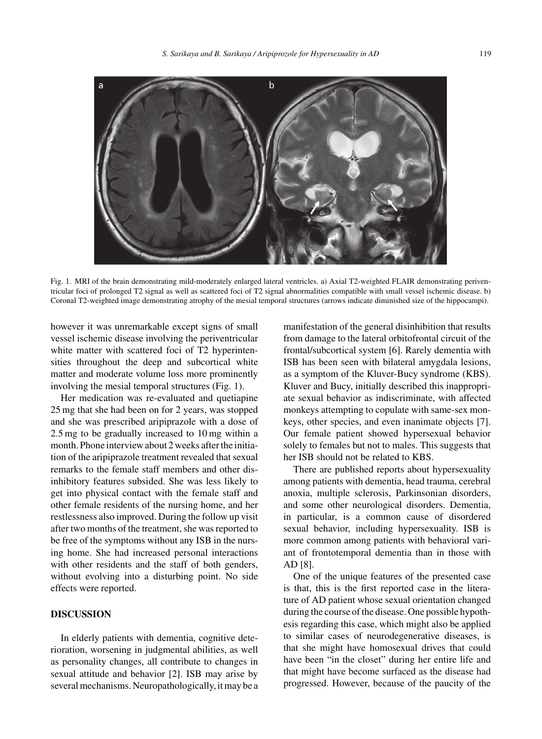Fig. 1. MRI of the brain demonstrating mild-moderately enlarged lateral ventricles. a) Axial T2-weighted FLAIR demonstrating periventricular foci of prolonged T2 signal as well as scattered foci of T2 signal abnormalities compatible with small vessel ischemic disease. b) Coronal T2-weighted image demonstrating atrophy of the mesial temporal structures (arrows indicate diminished size of the hippocampi).

however it was unremarkable except signs of small vessel ischemic disease involving the periventricular white matter with scattered foci of T2 hyperintensities throughout the deep and subcortical white matter and moderate volume loss more prominently involving the mesial temporal structures (Fig. 1).

Her medication was re-evaluated and quetiapine 25 mg that she had been on for 2 years, was stopped and she was prescribed aripiprazole with a dose of 2.5 mg to be gradually increased to 10 mg within a month. Phone interview about 2 weeks after the initiation of the aripiprazole treatment revealed that sexual remarks to the female staff members and other disinhibitory features subsided. She was less likely to get into physical contact with the female staff and other female residents of the nursing home, and her restlessness also improved. During the follow up visit after two months of the treatment, she was reported to be free of the symptoms without any ISB in the nursing home. She had increased personal interactions with other residents and the staff of both genders, without evolving into a disturbing point. No side effects were reported.

## DISCUSSION

In elderly patients with dementia, cognitive deterioration, worsening in judgmental abilities, as well as personality changes, all contribute to changes in sexual attitude and behavior [2]. ISB may arise by several mechanisms. Neuropathologically, it may be a manifestation of the general disinhibition that results from damage to the lateral orbitofrontal circuit of the frontal/subcortical system [6]. Rarely dementia with ISB has been seen with bilateral amygdala lesions, as a symptom of the Kluver-Bucy syndrome (KBS). Kluver and Bucy, initially described this inappropriate sexual behavior as indiscriminate, with affected monkeys attempting to copulate with same-sex monkeys, other species, and even inanimate objects [7]. Our female patient showed hypersexual behavior solely to females but not to males. This suggests that her ISB should not be related to KBS.

There are published reports about hypersexuality among patients with dementia, head trauma, cerebral anoxia, multiple sclerosis, Parkinsonian disorders, and some other neurological disorders. Dementia, in particular, is a common cause of disordered sexual behavior, including hypersexuality. ISB is more common among patients with behavioral variant of frontotemporal dementia than in those with AD [8].

One of the unique features of the presented case is that, this is the first reported case in the literature of AD patient whose sexual orientation changed during the course of the disease. One possible hypothesis regarding this case, which might also be applied to similar cases of neurodegenerative diseases, is that she might have homosexual drives that could have been "in the closet" during her entire life and that might have become surfaced as the disease had progressed. However, because of the paucity of the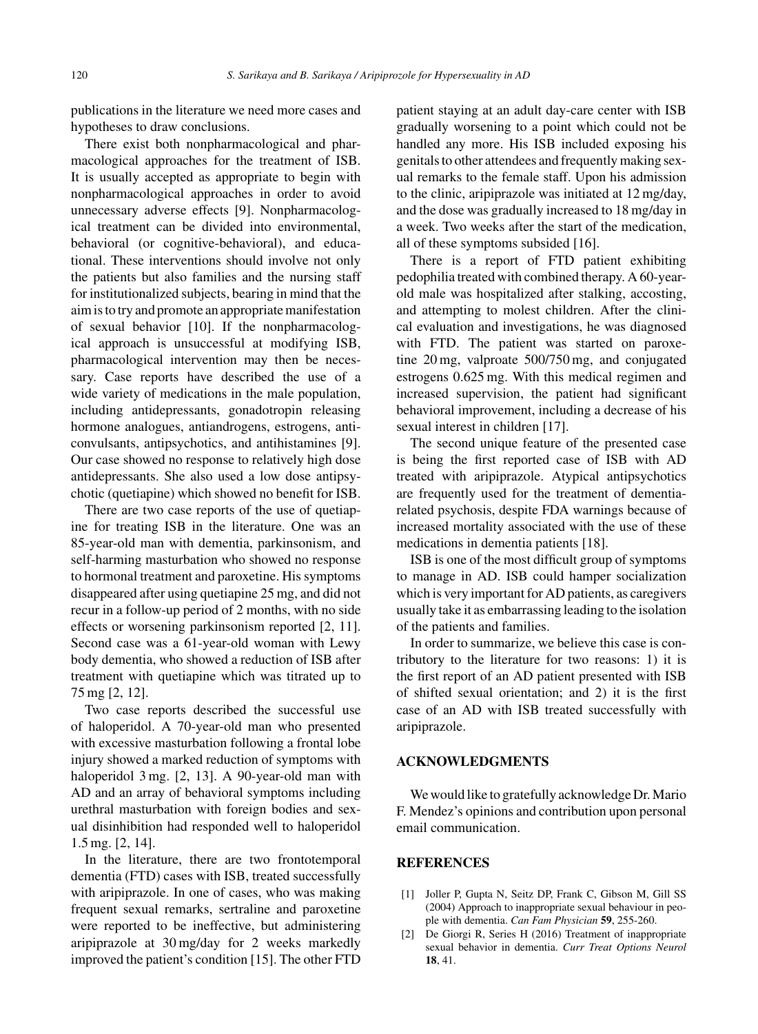publications in the literature we need more cases and hypotheses to draw conclusions.

There exist both nonpharmacological and pharmacological approaches for the treatment of ISB. It is usually accepted as appropriate to begin with nonpharmacological approaches in order to avoid unnecessary adverse effects [9]. Nonpharmacological treatment can be divided into environmental, behavioral (or cognitive-behavioral), and educational. These interventions should involve not only the patients but also families and the nursing staff for institutionalized subjects, bearing in mind that the aim is to try and promote an appropriate manifestation of sexual behavior [10]. If the nonpharmacological approach is unsuccessful at modifying ISB, pharmacological intervention may then be necessary. Case reports have described the use of a wide variety of medications in the male population, including antidepressants, gonadotropin releasing hormone analogues, antiandrogens, estrogens, anticonvulsants, antipsychotics, and antihistamines [9]. Our case showed no response to relatively high dose antidepressants. She also used a low dose antipsychotic (quetiapine) which showed no benefit for ISB.

There are two case reports of the use of quetiapine for treating ISB in the literature. One was an 85-year-old man with dementia, parkinsonism, and self-harming masturbation who showed no response to hormonal treatment and paroxetine. His symptoms disappeared after using quetiapine 25 mg, and did not recur in a follow-up period of 2 months, with no side effects or worsening parkinsonism reported [2, 11]. Second case was a 61-year-old woman with Lewy body dementia, who showed a reduction of ISB after treatment with quetiapine which was titrated up to 75 mg [2, 12].

Two case reports described the successful use of haloperidol. A 70-year-old man who presented with excessive masturbation following a frontal lobe injury showed a marked reduction of symptoms with haloperidol 3 mg. [2, 13]. A 90-year-old man with AD and an array of behavioral symptoms including urethral masturbation with foreign bodies and sexual disinhibition had responded well to haloperidol 1.5 mg. [2, 14].

In the literature, there are two frontotemporal dementia (FTD) cases with ISB, treated successfully with aripiprazole. In one of cases, who was making frequent sexual remarks, sertraline and paroxetine were reported to be ineffective, but administering aripiprazole at 30 mg/day for 2 weeks markedly improved the patient's condition [15]. The other FTD patient staying at an adult day-care center with ISB gradually worsening to a point which could not be handled any more. His ISB included exposing his genitals to other attendees and frequently making sexual remarks to the female staff. Upon his admission to the clinic, aripiprazole was initiated at 12 mg/day, and the dose was gradually increased to 18 mg/day in a week. Two weeks after the start of the medication, all of these symptoms subsided [16].

There is a report of FTD patient exhibiting pedophilia treated with combined therapy. A 60-year-old male was hospitalized after stalking, accosting, and attempting to molest children. After the clinical evaluation and investigations, he was diagnosed with FTD. The patient was started on paroxetine 20 mg, valproate 500/750 mg, and conjugated estrogens 0.625 mg. With this medical regimen and increased supervision, the patient had significant behavioral improvement, including a decrease of his sexual interest in children [17].

The second unique feature of the presented case is being the first reported case of ISB with AD treated with aripiprazole. Atypical antipsychotics are frequently used for the treatment of dementia-related psychosis, despite FDA warnings because of increased mortality associated with the use of these medications in dementia patients [18].

ISB is one of the most difficult group of symptoms to manage in AD. ISB could hamper socialization which is very important for AD patients, as caregivers usually take it as embarrassing leading to the isolation of the patients and families.

In order to summarize, we believe this case is contributory to the literature for two reasons: 1) it is the first report of an AD patient presented with ISB of shifted sexual orientation; and 2) it is the first case of an AD with ISB treated successfully with aripiprazole.

## ACKNOWLEDGMENTS

We would like to gratefully acknowledge Dr. Mario F. Mendez's opinions and contribution upon personal email communication.

## REFERENCES

[1] Joller P, Gupta N, Seitz DP, Frank C, Gibson M, Gill SS (2004) Approach to inappropriate sexual behaviour in people with dementia. *Can Fam Physician* **59**, 255-260.

[2] De Giorgi R, Series H (2016) Treatment of inappropriate sexual behavior in dementia. *Curr Treat Options Neurol* **18**, 41.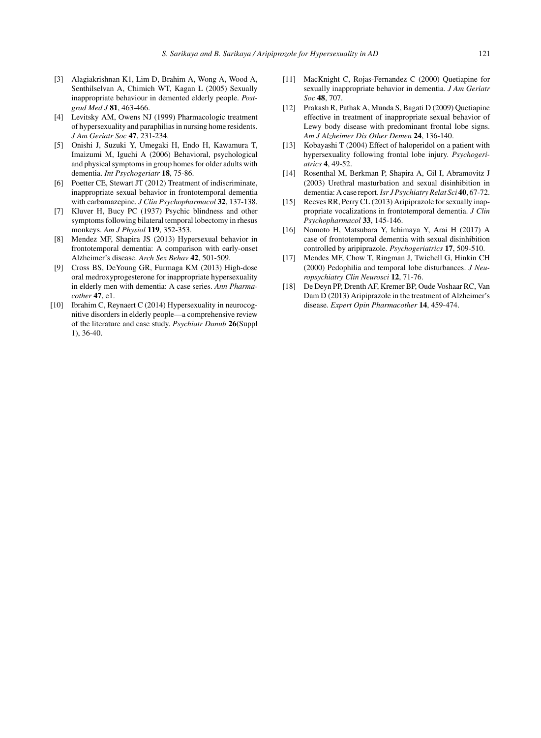[3] Alagiakrishnan K1, Lim D, Brahim A, Wong A, Wood A, Senthilselvan A, Chimich WT, Kagan L (2005) Sexually inappropriate behaviour in demented elderly people. *Postgrad Med J* **81**, 463-466.

[4] Levitsky AM, Owens NJ (1999) Pharmacologic treatment of hypersexuality and paraphilias in nursing home residents. *J Am Geriatr Soc* **47**, 231-234.

[5] Onishi J, Suzuki Y, Umegaki H, Endo H, Kawamura T, Imaizumi M, Iguchi A (2006) Behavioral, psychological and physical symptoms in group homes for older adults with dementia. *Int Psychogeriatr* **18**, 75-86.

[6] Poetter CE, Stewart JT (2012) Treatment of indiscriminate, inappropriate sexual behavior in frontotemporal dementia with carbamazepine. *J Clin Psychopharmacol* **32**, 137-138.

[7] Kluver H, Bucy PC (1937) Psychic blindness and other symptoms following bilateral temporal lobectomy in rhesus monkeys. *Am J Physiol* **119**, 352-353.

[8] Mendez MF, Shapira JS (2013) Hypersexual behavior in frontotemporal dementia: A comparison with early-onset Alzheimer's disease. *Arch Sex Behav* **42**, 501-509.

[9] Cross BS, DeYoung GR, Furmaga KM (2013) High-dose oral medroxyprogesterone for inappropriate hypersexuality in elderly men with dementia: A case series. *Ann Pharmacother* **47**, e1.

[10] Ibrahim C, Reynaert C (2014) Hypersexuality in neurocognitive disorders in elderly people—a comprehensive review of the literature and case study. *Psychiatr Danub* **26**(Suppl 1), 36-40.

[11] MacKnight C, Rojas-Fernandez C (2000) Quetiapine for sexually inappropriate behavior in dementia. *J Am Geriatr Soc* **48**, 707.

[12] Prakash R, Pathak A, Munda S, Bagati D (2009) Quetiapine effective in treatment of inappropriate sexual behavior of Lewy body disease with predominant frontal lobe signs. *Am J Alzheimer Dis Other Demen* **24**, 136-140.

[13] Kobayashi T (2004) Effect of haloperidol on a patient with hypersexuality following frontal lobe injury. *Psychogeriatrics* **4**, 49-52.

[14] Rosenthal M, Berkman P, Shapira A, Gil I, Abramovitz J (2003) Urethral masturbation and sexual disinhibition in dementia: A case report. *Isr J Psychiatry Relat Sci* **40**, 67-72.

[15] Reeves RR, Perry CL (2013) Aripiprazole for sexually inappropriate vocalizations in frontotemporal dementia. *J Clin Psychopharmacol* **33**, 145-146.

[16] Nomoto H, Matsubara Y, Ichimaya Y, Arai H (2017) A case of frontotemporal dementia with sexual disinhibition controlled by aripiprazole. *Psychogeriatrics* **17**, 509-510.

[17] Mendes MF, Chow T, Ringman J, Twichell G, Hinkin CH (2000) Pedophilia and temporal lobe disturbances. *J Neuropsychiatry Clin Neurosci* **12**, 71-76.

[18] De Deyn PP, Drenth AF, Kremer BP, Oude Voshaar RC, Van Dam D (2013) Aripiprazole in the treatment of Alzheimer's disease. *Expert Opin Pharmacother* **14**, 459-474.